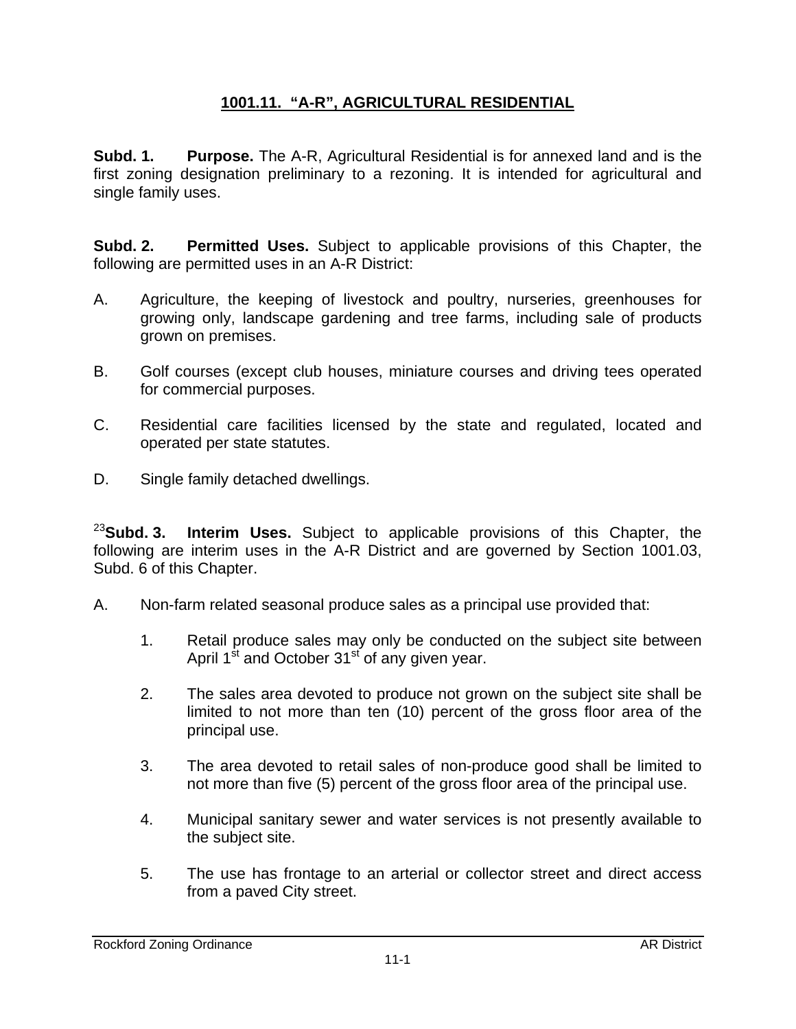# 1001.11. "A-R", AGRICULTURAL RESIDENTIAL

**Subd. 1. Purpose.** The A-R, Agricultural Residential is for annexed land and is the first zoning designation preliminary to a rezoning. It is intended for agricultural and single family uses.

**Subd. 2. Permitted Uses.** Subject to applicable provisions of this Chapter, the following are permitted uses in an A-R District:

A. Agriculture, the keeping of livestock and poultry, nurseries, greenhouses for growing only, landscape gardening and tree farms, including sale of products grown on premises.

B. Golf courses (except club houses, miniature courses and driving tees operated for commercial purposes.

C. Residential care facilities licensed by the state and regulated, located and operated per state statutes.

D. Single family detached dwellings.

[23]**Subd. 3. Interim Uses.** Subject to applicable provisions of this Chapter, the following are interim uses in the A-R District and are governed by Section 1001.03, Subd. 6 of this Chapter.

A. Non-farm related seasonal produce sales as a principal use provided that:

1. Retail produce sales may only be conducted on the subject site between April 1st and October 31st of any given year.

2. The sales area devoted to produce not grown on the subject site shall be limited to not more than ten (10) percent of the gross floor area of the principal use.

3. The area devoted to retail sales of non-produce good shall be limited to not more than five (5) percent of the gross floor area of the principal use.

4. Municipal sanitary sewer and water services is not presently available to the subject site.

5. The use has frontage to an arterial or collector street and direct access from a paved City street.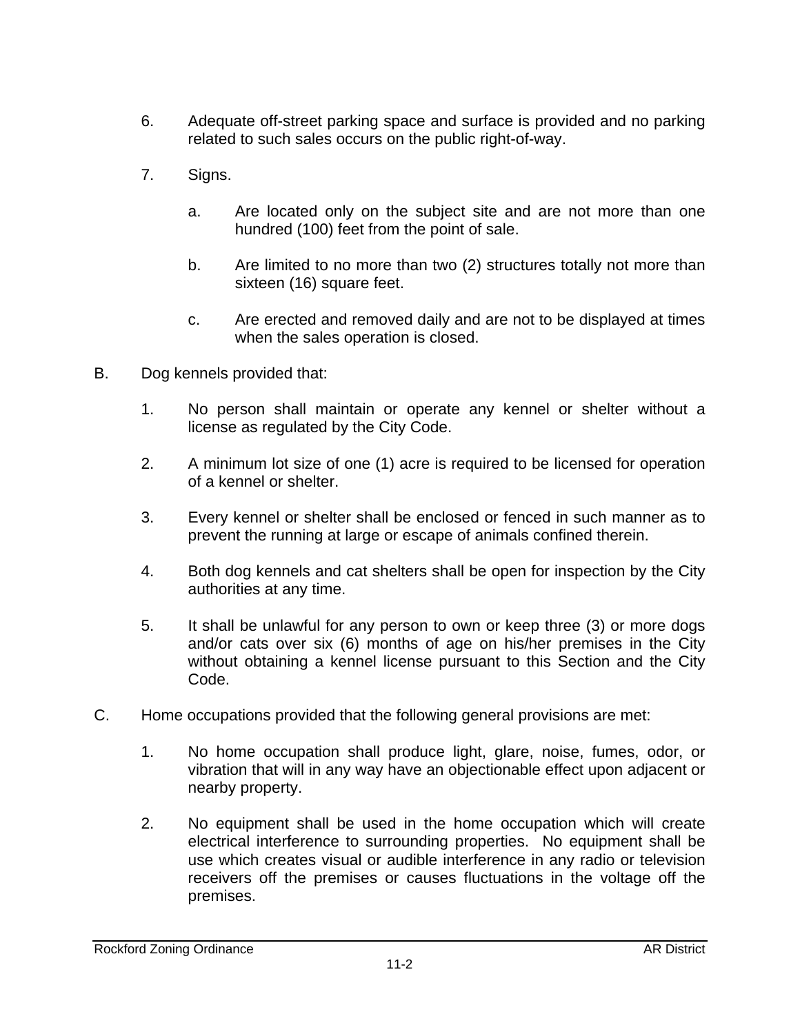6. Adequate off-street parking space and surface is provided and no parking related to such sales occurs on the public right-of-way.

7. Signs.

   a. Are located only on the subject site and are not more than one hundred (100) feet from the point of sale.

   b. Are limited to no more than two (2) structures totally not more than sixteen (16) square feet.

   c. Are erected and removed daily and are not to be displayed at times when the sales operation is closed.

B. Dog kennels provided that:

   1. No person shall maintain or operate any kennel or shelter without a license as regulated by the City Code.

   2. A minimum lot size of one (1) acre is required to be licensed for operation of a kennel or shelter.

   3. Every kennel or shelter shall be enclosed or fenced in such manner as to prevent the running at large or escape of animals confined therein.

   4. Both dog kennels and cat shelters shall be open for inspection by the City authorities at any time.

   5. It shall be unlawful for any person to own or keep three (3) or more dogs and/or cats over six (6) months of age on his/her premises in the City without obtaining a kennel license pursuant to this Section and the City Code.

C. Home occupations provided that the following general provisions are met:

   1. No home occupation shall produce light, glare, noise, fumes, odor, or vibration that will in any way have an objectionable effect upon adjacent or nearby property.

   2. No equipment shall be used in the home occupation which will create electrical interference to surrounding properties. No equipment shall be use which creates visual or audible interference in any radio or television receivers off the premises or causes fluctuations in the voltage off the premises.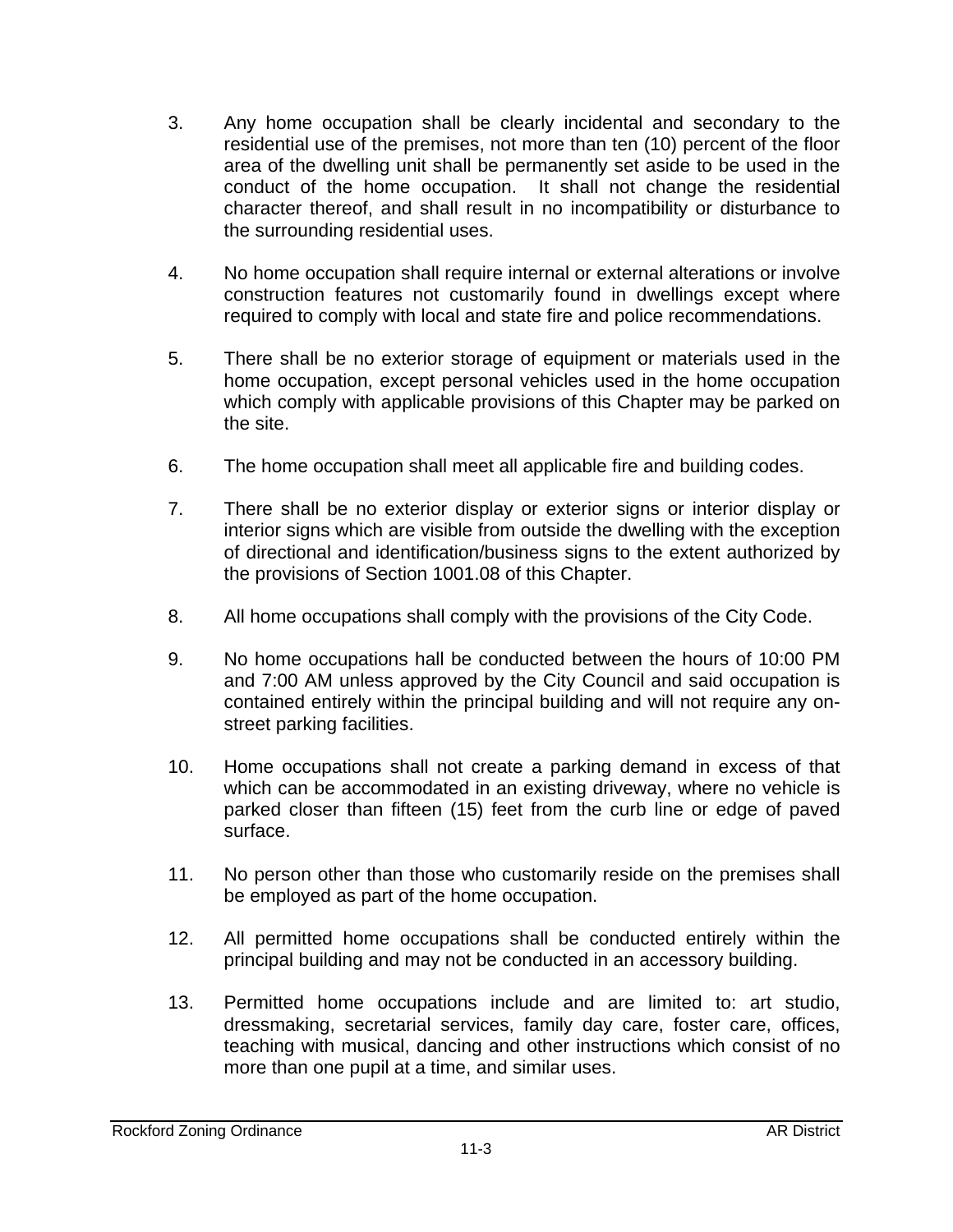3. Any home occupation shall be clearly incidental and secondary to the residential use of the premises, not more than ten (10) percent of the floor area of the dwelling unit shall be permanently set aside to be used in the conduct of the home occupation. It shall not change the residential character thereof, and shall result in no incompatibility or disturbance to the surrounding residential uses.

4. No home occupation shall require internal or external alterations or involve construction features not customarily found in dwellings except where required to comply with local and state fire and police recommendations.

5. There shall be no exterior storage of equipment or materials used in the home occupation, except personal vehicles used in the home occupation which comply with applicable provisions of this Chapter may be parked on the site.

6. The home occupation shall meet all applicable fire and building codes.

7. There shall be no exterior display or exterior signs or interior display or interior signs which are visible from outside the dwelling with the exception of directional and identification/business signs to the extent authorized by the provisions of Section 1001.08 of this Chapter.

8. All home occupations shall comply with the provisions of the City Code.

9. No home occupations hall be conducted between the hours of 10:00 PM and 7:00 AM unless approved by the City Council and said occupation is contained entirely within the principal building and will not require any on-street parking facilities.

10. Home occupations shall not create a parking demand in excess of that which can be accommodated in an existing driveway, where no vehicle is parked closer than fifteen (15) feet from the curb line or edge of paved surface.

11. No person other than those who customarily reside on the premises shall be employed as part of the home occupation.

12. All permitted home occupations shall be conducted entirely within the principal building and may not be conducted in an accessory building.

13. Permitted home occupations include and are limited to: art studio, dressmaking, secretarial services, family day care, foster care, offices, teaching with musical, dancing and other instructions which consist of no more than one pupil at a time, and similar uses.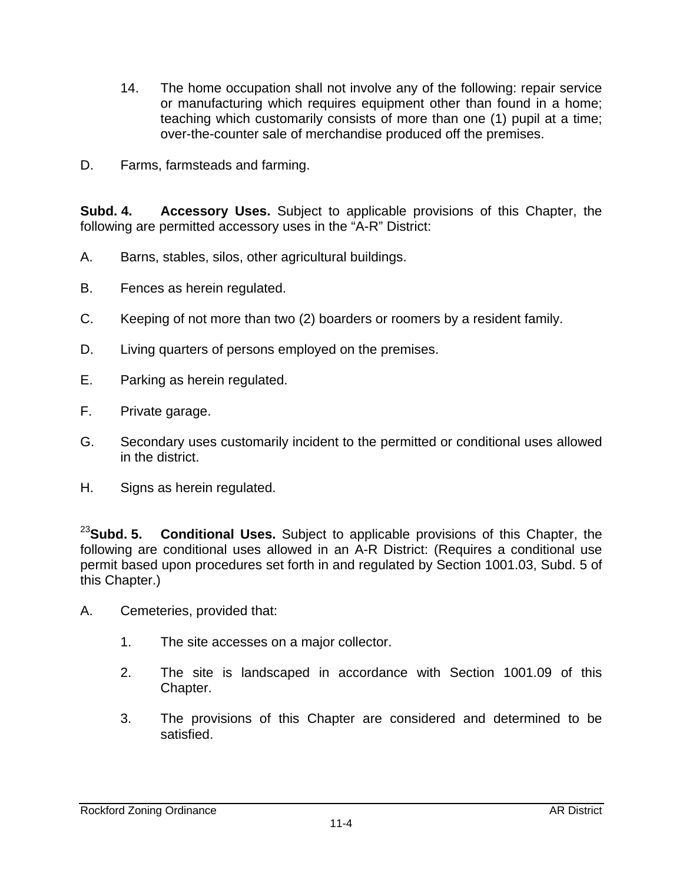14. The home occupation shall not involve any of the following: repair service or manufacturing which requires equipment other than found in a home; teaching which customarily consists of more than one (1) pupil at a time; over-the-counter sale of merchandise produced off the premises.

D. Farms, farmsteads and farming.

**Subd. 4. Accessory Uses.** Subject to applicable provisions of this Chapter, the following are permitted accessory uses in the "A-R" District:

A. Barns, stables, silos, other agricultural buildings.

B. Fences as herein regulated.

C. Keeping of not more than two (2) boarders or roomers by a resident family.

D. Living quarters of persons employed on the premises.

E. Parking as herein regulated.

F. Private garage.

G. Secondary uses customarily incident to the permitted or conditional uses allowed in the district.

H. Signs as herein regulated.

[23]**Subd. 5. Conditional Uses.** Subject to applicable provisions of this Chapter, the following are conditional uses allowed in an A-R District: (Requires a conditional use permit based upon procedures set forth in and regulated by Section 1001.03, Subd. 5 of this Chapter.)

A. Cemeteries, provided that:

1. The site accesses on a major collector.

2. The site is landscaped in accordance with Section 1001.09 of this Chapter.

3. The provisions of this Chapter are considered and determined to be satisfied.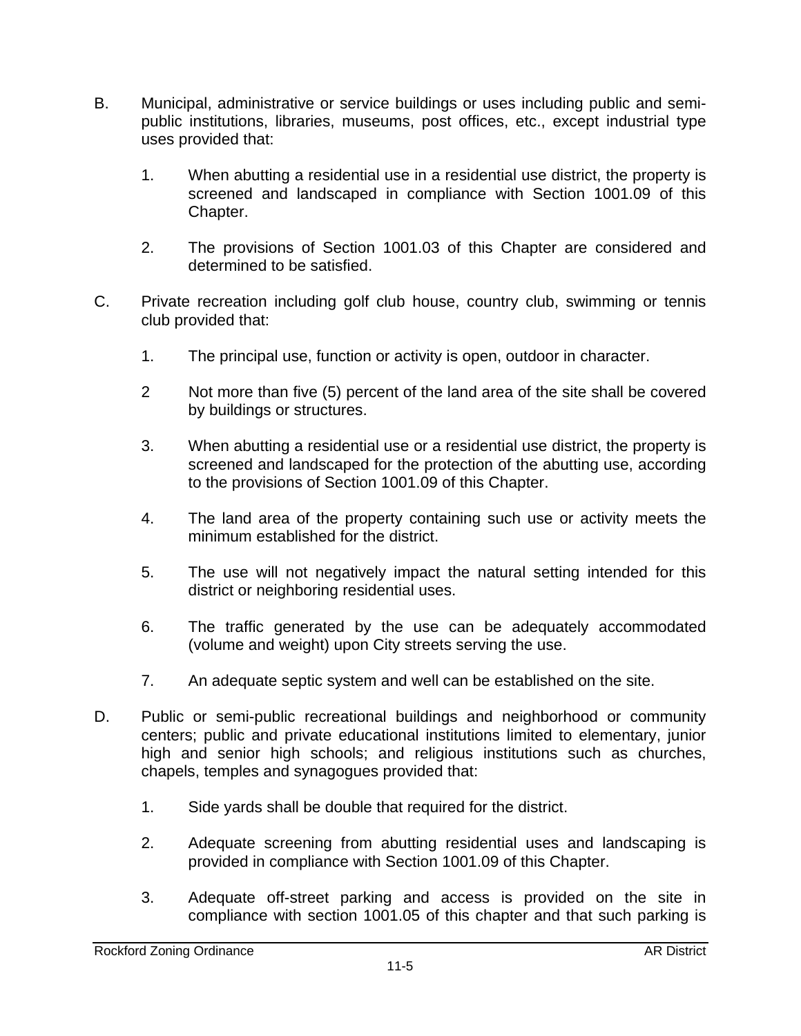B. Municipal, administrative or service buildings or uses including public and semi-public institutions, libraries, museums, post offices, etc., except industrial type uses provided that:

   1. When abutting a residential use in a residential use district, the property is screened and landscaped in compliance with Section 1001.09 of this Chapter.

   2. The provisions of Section 1001.03 of this Chapter are considered and determined to be satisfied.

C. Private recreation including golf club house, country club, swimming or tennis club provided that:

   1. The principal use, function or activity is open, outdoor in character.

   2 Not more than five (5) percent of the land area of the site shall be covered by buildings or structures.

   3. When abutting a residential use or a residential use district, the property is screened and landscaped for the protection of the abutting use, according to the provisions of Section 1001.09 of this Chapter.

   4. The land area of the property containing such use or activity meets the minimum established for the district.

   5. The use will not negatively impact the natural setting intended for this district or neighboring residential uses.

   6. The traffic generated by the use can be adequately accommodated (volume and weight) upon City streets serving the use.

   7. An adequate septic system and well can be established on the site.

D. Public or semi-public recreational buildings and neighborhood or community centers; public and private educational institutions limited to elementary, junior high and senior high schools; and religious institutions such as churches, chapels, temples and synagogues provided that:

   1. Side yards shall be double that required for the district.

   2. Adequate screening from abutting residential uses and landscaping is provided in compliance with Section 1001.09 of this Chapter.

   3. Adequate off-street parking and access is provided on the site in compliance with section 1001.05 of this chapter and that such parking is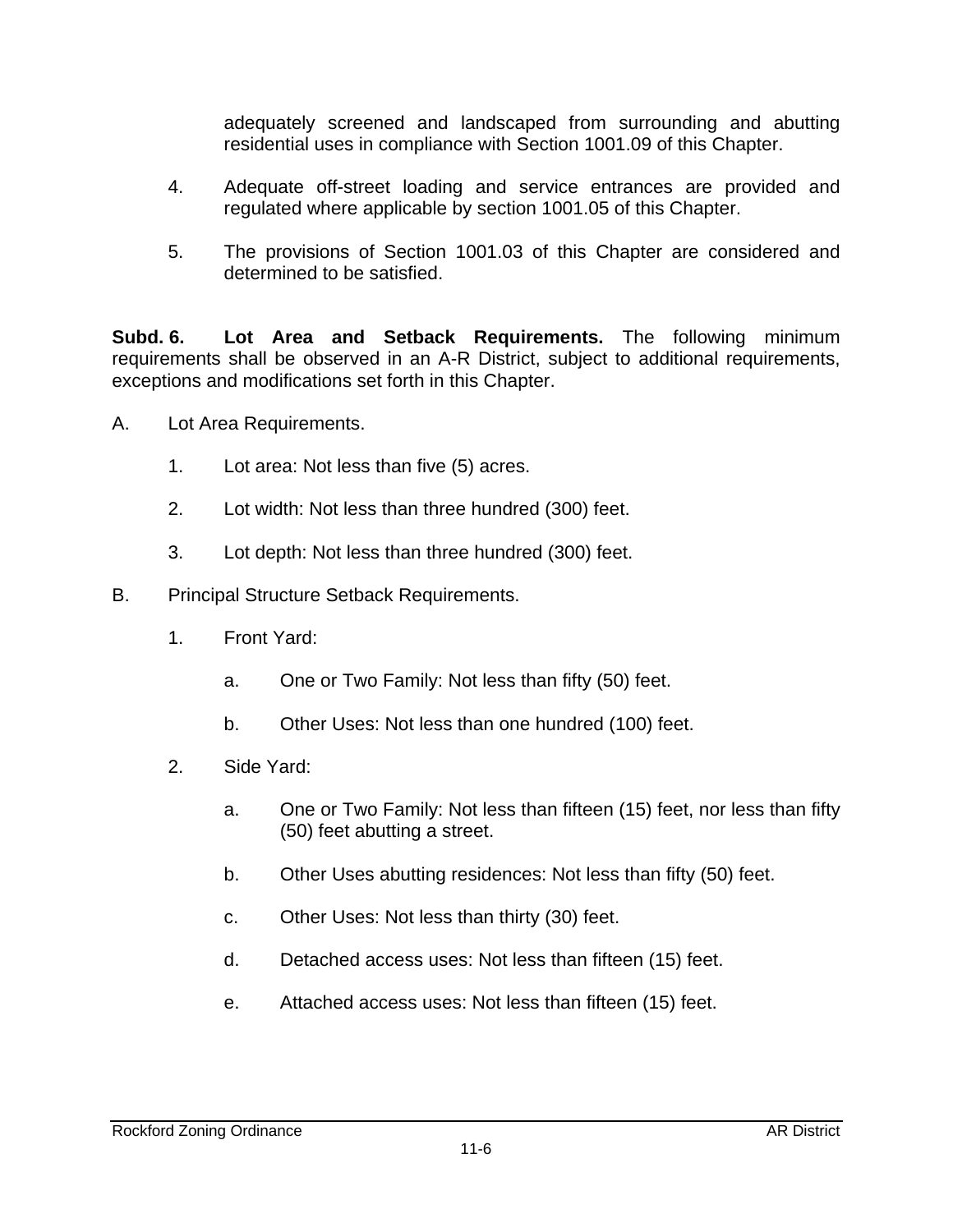adequately screened and landscaped from surrounding and abutting residential uses in compliance with Section 1001.09 of this Chapter.

4. Adequate off-street loading and service entrances are provided and regulated where applicable by section 1001.05 of this Chapter.

5. The provisions of Section 1001.03 of this Chapter are considered and determined to be satisfied.

**Subd. 6. Lot Area and Setback Requirements.** The following minimum requirements shall be observed in an A-R District, subject to additional requirements, exceptions and modifications set forth in this Chapter.

A. Lot Area Requirements.

1. Lot area: Not less than five (5) acres.

2. Lot width: Not less than three hundred (300) feet.

3. Lot depth: Not less than three hundred (300) feet.

B. Principal Structure Setback Requirements.

1. Front Yard:

   a. One or Two Family: Not less than fifty (50) feet.

   b. Other Uses: Not less than one hundred (100) feet.

2. Side Yard:

   a. One or Two Family: Not less than fifteen (15) feet, nor less than fifty (50) feet abutting a street.

   b. Other Uses abutting residences: Not less than fifty (50) feet.

   c. Other Uses: Not less than thirty (30) feet.

   d. Detached access uses: Not less than fifteen (15) feet.

   e. Attached access uses: Not less than fifteen (15) feet.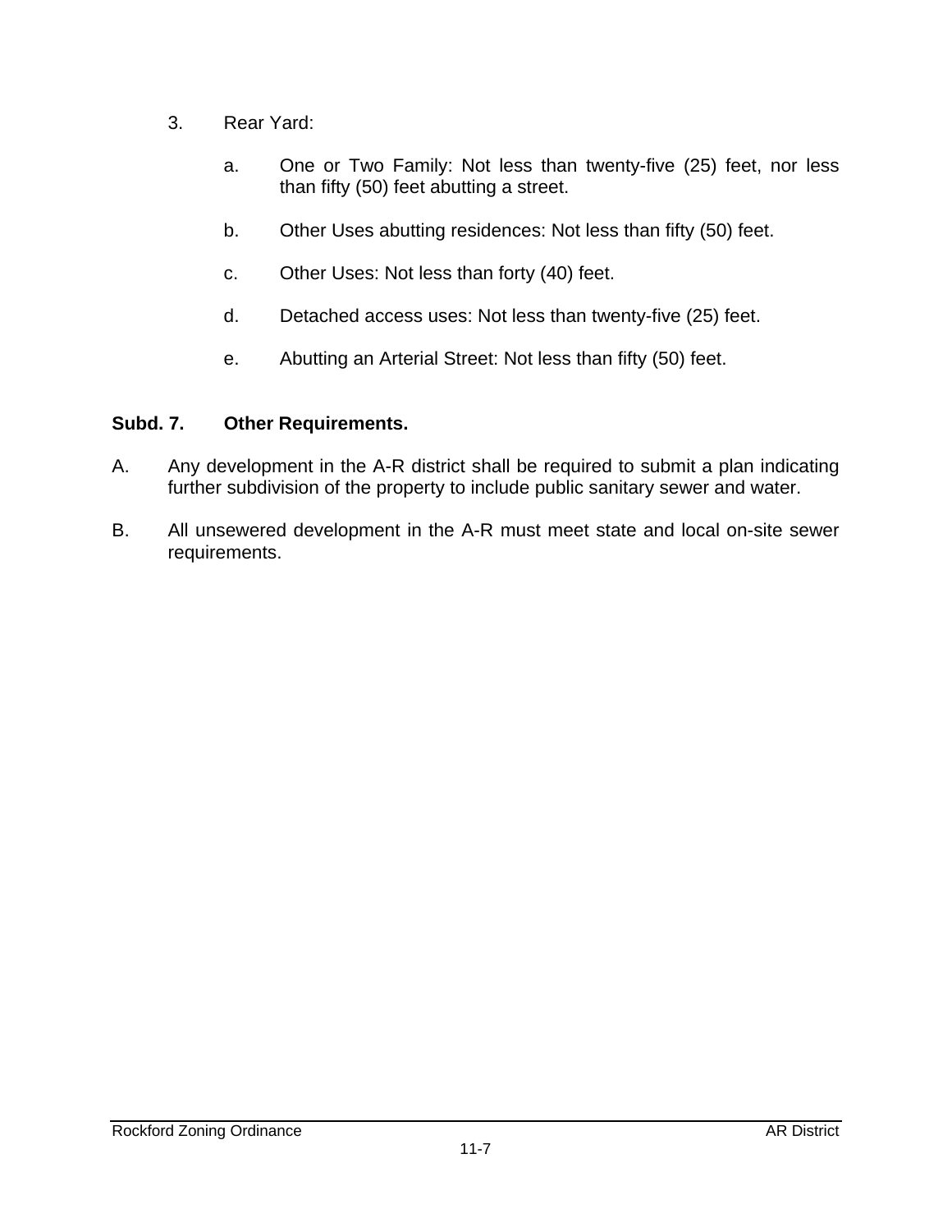3. Rear Yard:

   a. One or Two Family: Not less than twenty-five (25) feet, nor less than fifty (50) feet abutting a street.

   b. Other Uses abutting residences: Not less than fifty (50) feet.

   c. Other Uses: Not less than forty (40) feet.

   d. Detached access uses: Not less than twenty-five (25) feet.

   e. Abutting an Arterial Street: Not less than fifty (50) feet.

**Subd. 7. Other Requirements.**

A. Any development in the A-R district shall be required to submit a plan indicating further subdivision of the property to include public sanitary sewer and water.

B. All unsewered development in the A-R must meet state and local on-site sewer requirements.